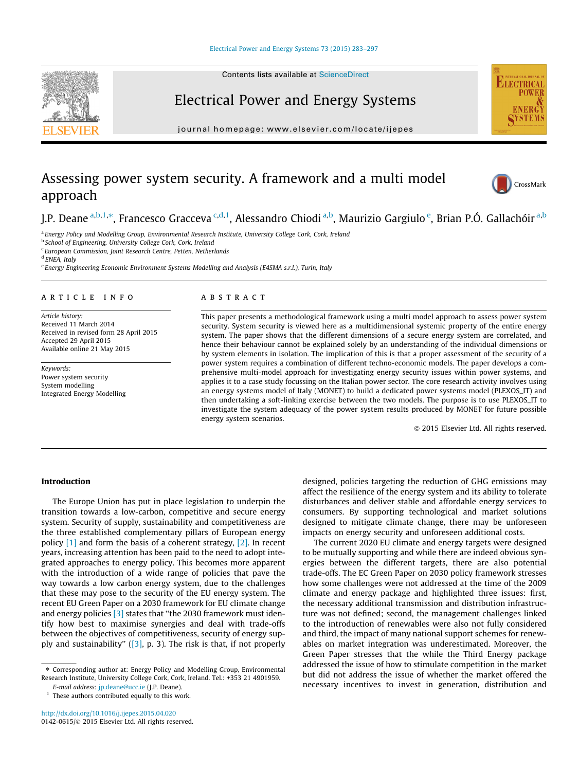# Assessing power system security. A framework and a multi model approach

J.P. Deane [a,b,1,*], Francesco Gracceva [c,d,1], Alessandro Chiodi [a,b], Maurizio Gargiulo [e], Brian P.Ó. Gallachóir [a,b]

[a] Energy Policy and Modelling Group, Environmental Research Institute, University College Cork, Cork, Ireland
[b] School of Engineering, University College Cork, Cork, Ireland
[c] European Commission, Joint Research Centre, Petten, Netherlands
[d] ENEA, Italy
[e] Energy Engineering Economic Environment Systems Modelling and Analysis (E4SMA s.r.l.), Turin, Italy

## ARTICLE INFO

*Article history:*
Received 11 March 2014
Received in revised form 28 April 2015
Accepted 29 April 2015
Available online 21 May 2015

*Keywords:*
Power system security
System modelling
Integrated Energy Modelling

## ABSTRACT

This paper presents a methodological framework using a multi model approach to assess power system security. System security is viewed here as a multidimensional systemic property of the entire energy system. The paper shows that the different dimensions of a secure energy system are correlated, and hence their behaviour cannot be explained solely by an understanding of the individual dimensions or by system elements in isolation. The implication of this is that a proper assessment of the security of a power system requires a combination of different techno-economic models. The paper develops a comprehensive multi-model approach for investigating energy security issues within power systems, and applies it to a case study focussing on the Italian power sector. The core research activity involves using an energy systems model of Italy (MONET) to build a dedicated power systems model (PLEXOS_IT) and then undertaking a soft-linking exercise between the two models. The purpose is to use PLEXOS_IT to investigate the system adequacy of the power system results produced by MONET for future possible energy system scenarios.

© 2015 Elsevier Ltd. All rights reserved.

## Introduction

The Europe Union has put in place legislation to underpin the transition towards a low-carbon, competitive and secure energy system. Security of supply, sustainability and competitiveness are the three established complementary pillars of European energy policy [1] and form the basis of a coherent strategy, [2]. In recent years, increasing attention has been paid to the need to adopt integrated approaches to energy policy. This becomes more apparent with the introduction of a wide range of policies that pave the way towards a low carbon energy system, due to the challenges that these may pose to the security of the EU energy system. The recent EU Green Paper on a 2030 framework for EU climate change and energy policies [3] states that "the 2030 framework must identify how best to maximise synergies and deal with trade-offs between the objectives of competitiveness, security of energy supply and sustainability" ([3], p. 3). The risk is that, if not properly designed, policies targeting the reduction of GHG emissions may affect the resilience of the energy system and its ability to tolerate disturbances and deliver stable and affordable energy services to consumers. By supporting technological and market solutions designed to mitigate climate change, there may be unforeseen impacts on energy security and unforeseen additional costs.

The current 2020 EU climate and energy targets were designed to be mutually supporting and while there are indeed obvious synergies between the different targets, there are also potential trade-offs. The EC Green Paper on 2030 policy framework stresses how some challenges were not addressed at the time of the 2009 climate and energy package and highlighted three issues: first, the necessary additional transmission and distribution infrastructure was not defined; second, the management challenges linked to the introduction of renewables were also not fully considered and third, the impact of many national support schemes for renewables on market integration was underestimated. Moreover, the Green Paper stresses that the while the Third Energy package addressed the issue of how to stimulate competition in the market but did not address the issue of whether the market offered the necessary incentives to invest in generation, distribution and

---

* Corresponding author at: Energy Policy and Modelling Group, Environmental Research Institute, University College Cork, Cork, Ireland. Tel.: +353 21 4901959.
*E-mail address:* jp.deane@ucc.ie (J.P. Deane).
[1] These authors contributed equally to this work.

http://dx.doi.org/10.1016/j.ijepes.2015.04.020
0142-0615/© 2015 Elsevier Ltd. All rights reserved.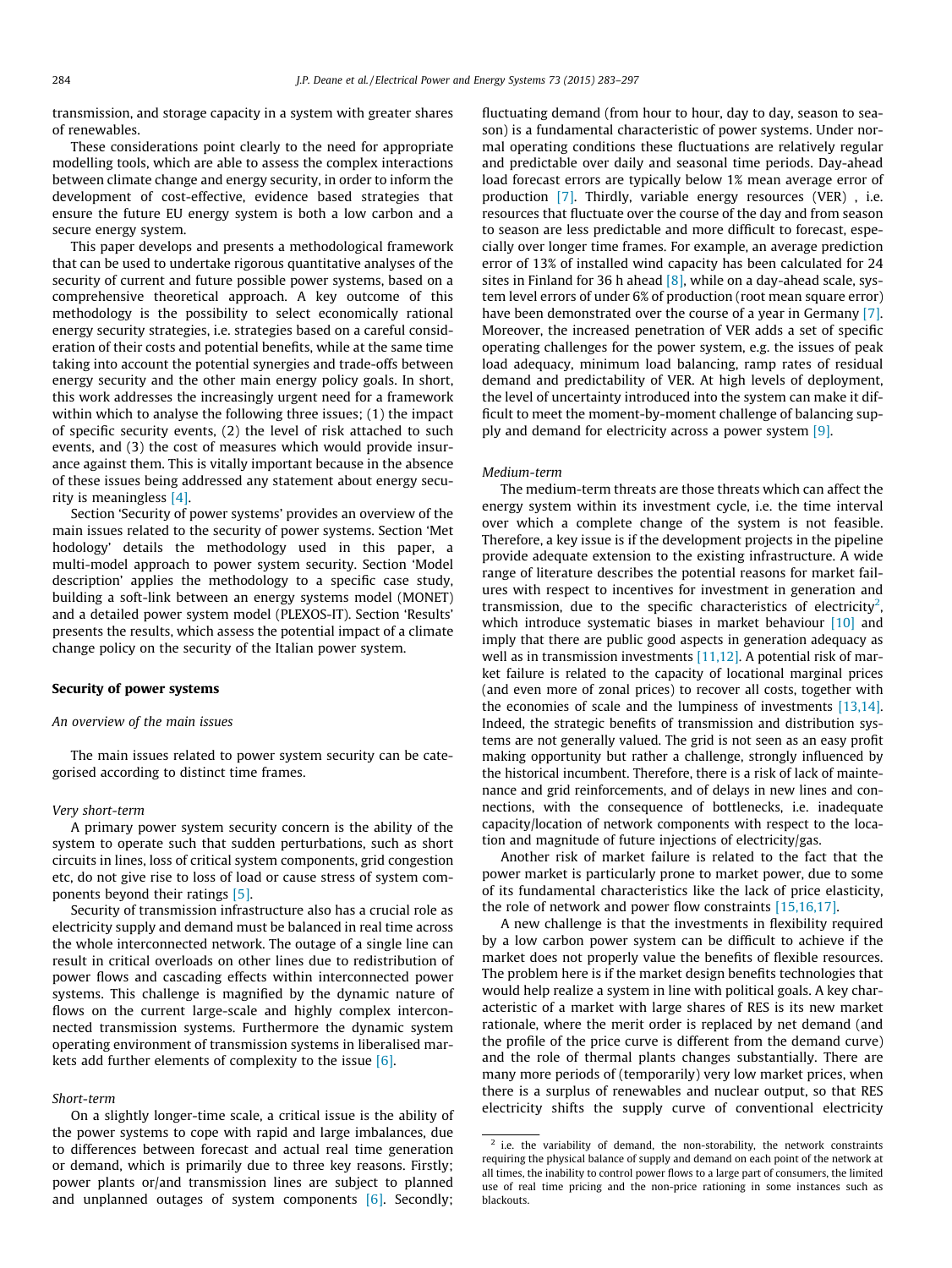transmission, and storage capacity in a system with greater shares of renewables.

These considerations point clearly to the need for appropriate modelling tools, which are able to assess the complex interactions between climate change and energy security, in order to inform the development of cost-effective, evidence based strategies that ensure the future EU energy system is both a low carbon and a secure energy system.

This paper develops and presents a methodological framework that can be used to undertake rigorous quantitative analyses of the security of current and future possible power systems, based on a comprehensive theoretical approach. A key outcome of this methodology is the possibility to select economically rational energy security strategies, i.e. strategies based on a careful consideration of their costs and potential benefits, while at the same time taking into account the potential synergies and trade-offs between energy security and the other main energy policy goals. In short, this work addresses the increasingly urgent need for a framework within which to analyse the following three issues; (1) the impact of specific security events, (2) the level of risk attached to such events, and (3) the cost of measures which would provide insurance against them. This is vitally important because in the absence of these issues being addressed any statement about energy security is meaningless [4].

Section 'Security of power systems' provides an overview of the main issues related to the security of power systems. Section 'Methodology' details the methodology used in this paper, a multi-model approach to power system security. Section 'Model description' applies the methodology to a specific case study, building a soft-link between an energy systems model (MONET) and a detailed power system model (PLEXOS-IT). Section 'Results' presents the results, which assess the potential impact of a climate change policy on the security of the Italian power system.

## Security of power systems

### *An overview of the main issues*

The main issues related to power system security can be categorised according to distinct time frames.

#### *Very short-term*

A primary power system security concern is the ability of the system to operate such that sudden perturbations, such as short circuits in lines, loss of critical system components, grid congestion etc, do not give rise to loss of load or cause stress of system components beyond their ratings [5].

Security of transmission infrastructure also has a crucial role as electricity supply and demand must be balanced in real time across the whole interconnected network. The outage of a single line can result in critical overloads on other lines due to redistribution of power flows and cascading effects within interconnected power systems. This challenge is magnified by the dynamic nature of flows on the current large-scale and highly complex interconnected transmission systems. Furthermore the dynamic system operating environment of transmission systems in liberalised markets add further elements of complexity to the issue [6].

#### *Short-term*

On a slightly longer-time scale, a critical issue is the ability of the power systems to cope with rapid and large imbalances, due to differences between forecast and actual real time generation or demand, which is primarily due to three key reasons. Firstly; power plants or/and transmission lines are subject to planned and unplanned outages of system components [6]. Secondly; fluctuating demand (from hour to hour, day to day, season to season) is a fundamental characteristic of power systems. Under normal operating conditions these fluctuations are relatively regular and predictable over daily and seasonal time periods. Day-ahead load forecast errors are typically below 1% mean average error of production [7]. Thirdly, variable energy resources (VER) , i.e. resources that fluctuate over the course of the day and from season to season are less predictable and more difficult to forecast, especially over longer time frames. For example, an average prediction error of 13% of installed wind capacity has been calculated for 24 sites in Finland for 36 h ahead [8], while on a day-ahead scale, system level errors of under 6% of production (root mean square error) have been demonstrated over the course of a year in Germany [7]. Moreover, the increased penetration of VER adds a set of specific operating challenges for the power system, e.g. the issues of peak load adequacy, minimum load balancing, ramp rates of residual demand and predictability of VER. At high levels of deployment, the level of uncertainty introduced into the system can make it difficult to meet the moment-by-moment challenge of balancing supply and demand for electricity across a power system [9].

#### *Medium-term*

The medium-term threats are those threats which can affect the energy system within its investment cycle, i.e. the time interval over which a complete change of the system is not feasible. Therefore, a key issue is if the development projects in the pipeline provide adequate extension to the existing infrastructure. A wide range of literature describes the potential reasons for market failures with respect to incentives for investment in generation and transmission, due to the specific characteristics of electricity[2], which introduce systematic biases in market behaviour [10] and imply that there are public good aspects in generation adequacy as well as in transmission investments [11,12]. A potential risk of market failure is related to the capacity of locational marginal prices (and even more of zonal prices) to recover all costs, together with the economies of scale and the lumpiness of investments [13,14]. Indeed, the strategic benefits of transmission and distribution systems are not generally valued. The grid is not seen as an easy profit making opportunity but rather a challenge, strongly influenced by the historical incumbent. Therefore, there is a risk of lack of maintenance and grid reinforcements, and of delays in new lines and connections, with the consequence of bottlenecks, i.e. inadequate capacity/location of network components with respect to the location and magnitude of future injections of electricity/gas.

Another risk of market failure is related to the fact that the power market is particularly prone to market power, due to some of its fundamental characteristics like the lack of price elasticity, the role of network and power flow constraints [15,16,17].

A new challenge is that the investments in flexibility required by a low carbon power system can be difficult to achieve if the market does not properly value the benefits of flexible resources. The problem here is if the market design benefits technologies that would help realize a system in line with political goals. A key characteristic of a market with large shares of RES is its new market rationale, where the merit order is replaced by net demand (and the profile of the price curve is different from the demand curve) and the role of thermal plants changes substantially. There are many more periods of (temporarily) very low market prices, when there is a surplus of renewables and nuclear output, so that RES electricity shifts the supply curve of conventional electricity

[2] i.e. the variability of demand, the non-storability, the network constraints requiring the physical balance of supply and demand on each point of the network at all times, the inability to control power flows to a large part of consumers, the limited use of real time pricing and the non-price rationing in some instances such as blackouts.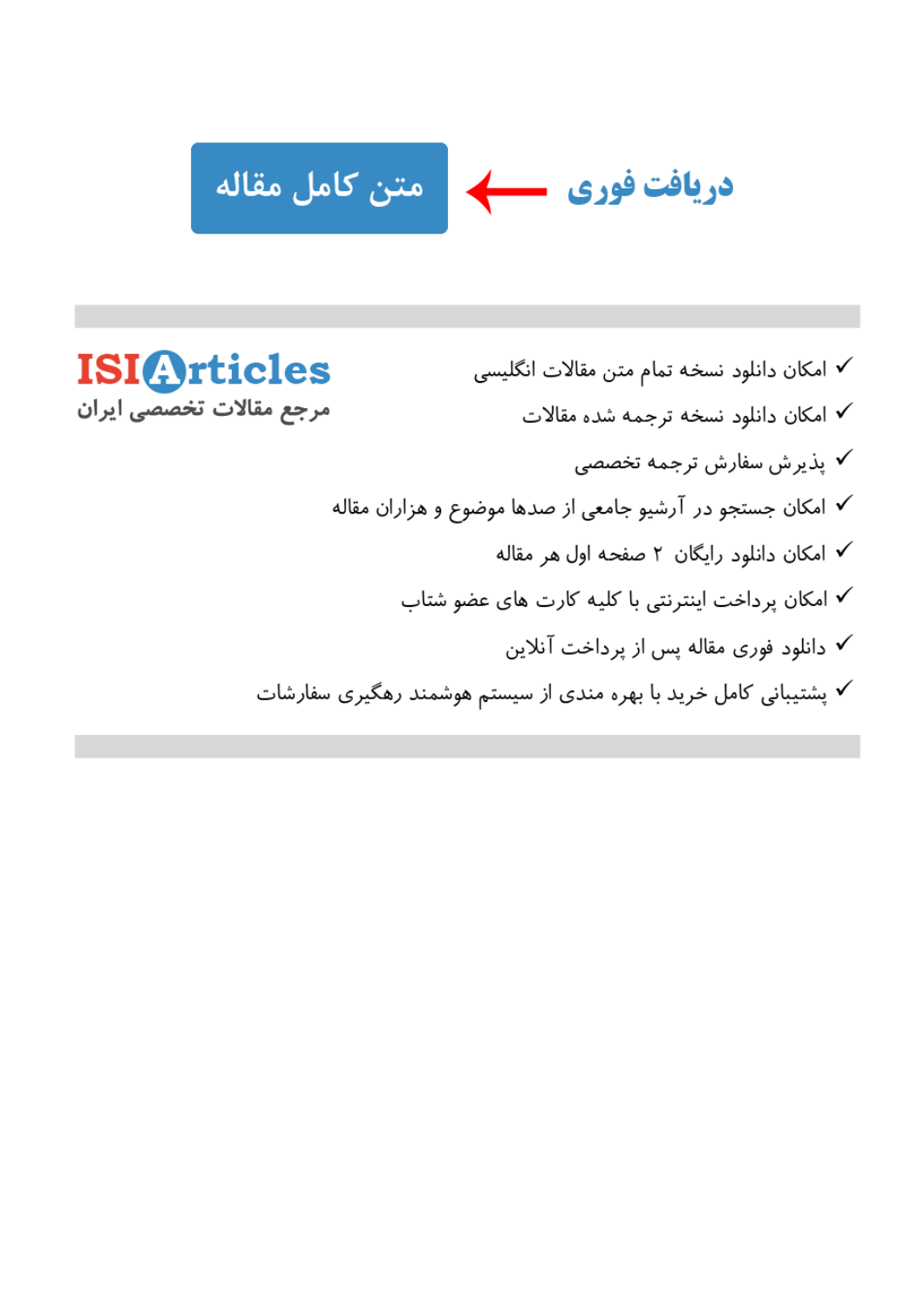دریافت فوری ← متن کامل مقاله

**ISIArticles**
مرجع مقالات تخصصی ایران

- ✓ امکان دانلود نسخه تمام متن مقالات انگلیسی
- ✓ امکان دانلود نسخه ترجمه شده مقالات
- ✓ پذیرش سفارش ترجمه تخصصی
- ✓ امکان جستجو در آرشیو جامعی از صدها موضوع و هزاران مقاله
- ✓ امکان دانلود رایگان ۲ صفحه اول هر مقاله
- ✓ امکان پرداخت اینترنتی با کلیه کارت های عضو شتاب
- ✓ دانلود فوری مقاله پس از پرداخت آنلاین
- ✓ پشتیبانی کامل خرید با بهره مندی از سیستم هوشمند رهگیری سفارشات